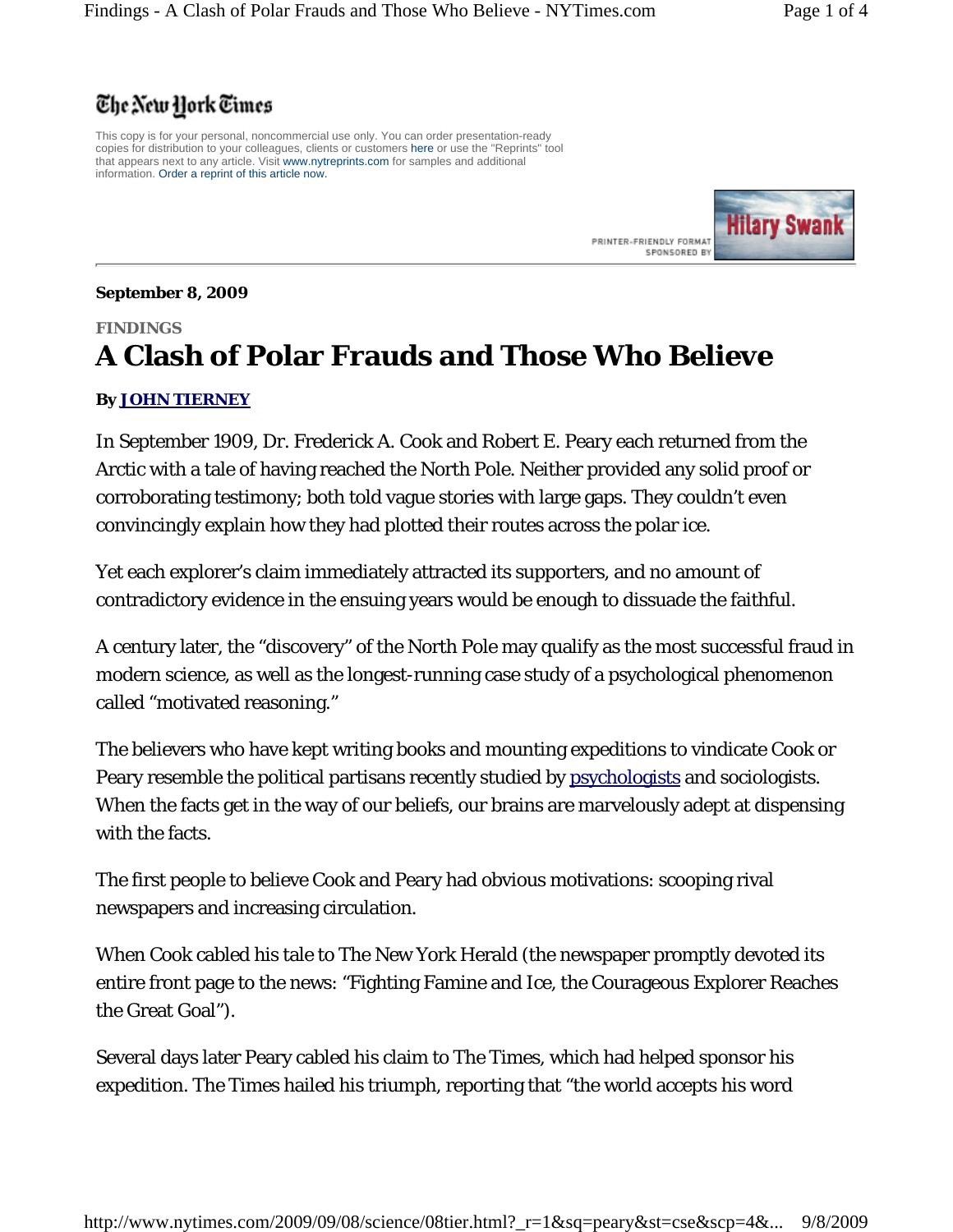The New York Times

This copy is for your personal, noncommercial use only. You can order presentation-ready copies for distribution to your colleagues, clients or customers here or use the "Reprints" tool that appears next to any article. Visit www.nytreprints.com for samples and additional information. Order a reprint of this article now.

PRINTER-FRIENDLY FORMAT SPONSORED BY

**September 8, 2009**

**FINDINGS**

# A Clash of Polar Frauds and Those Who Believe

**By JOHN TIERNEY**

In September 1909, Dr. Frederick A. Cook and Robert E. Peary each returned from the Arctic with a tale of having reached the North Pole. Neither provided any solid proof or corroborating testimony; both told vague stories with large gaps. They couldn't even convincingly explain how they had plotted their routes across the polar ice.

Yet each explorer's claim immediately attracted its supporters, and no amount of contradictory evidence in the ensuing years would be enough to dissuade the faithful.

A century later, the "discovery" of the North Pole may qualify as the most successful fraud in modern science, as well as the longest-running case study of a psychological phenomenon called "motivated reasoning."

The believers who have kept writing books and mounting expeditions to vindicate Cook or Peary resemble the political partisans recently studied by psychologists and sociologists. When the facts get in the way of our beliefs, our brains are marvelously adept at dispensing with the facts.

The first people to believe Cook and Peary had obvious motivations: scooping rival newspapers and increasing circulation.

When Cook cabled his tale to The New York Herald (the newspaper promptly devoted its entire front page to the news: "Fighting Famine and Ice, the Courageous Explorer Reaches the Great Goal").

Several days later Peary cabled his claim to The Times, which had helped sponsor his expedition. The Times hailed his triumph, reporting that "the world accepts his word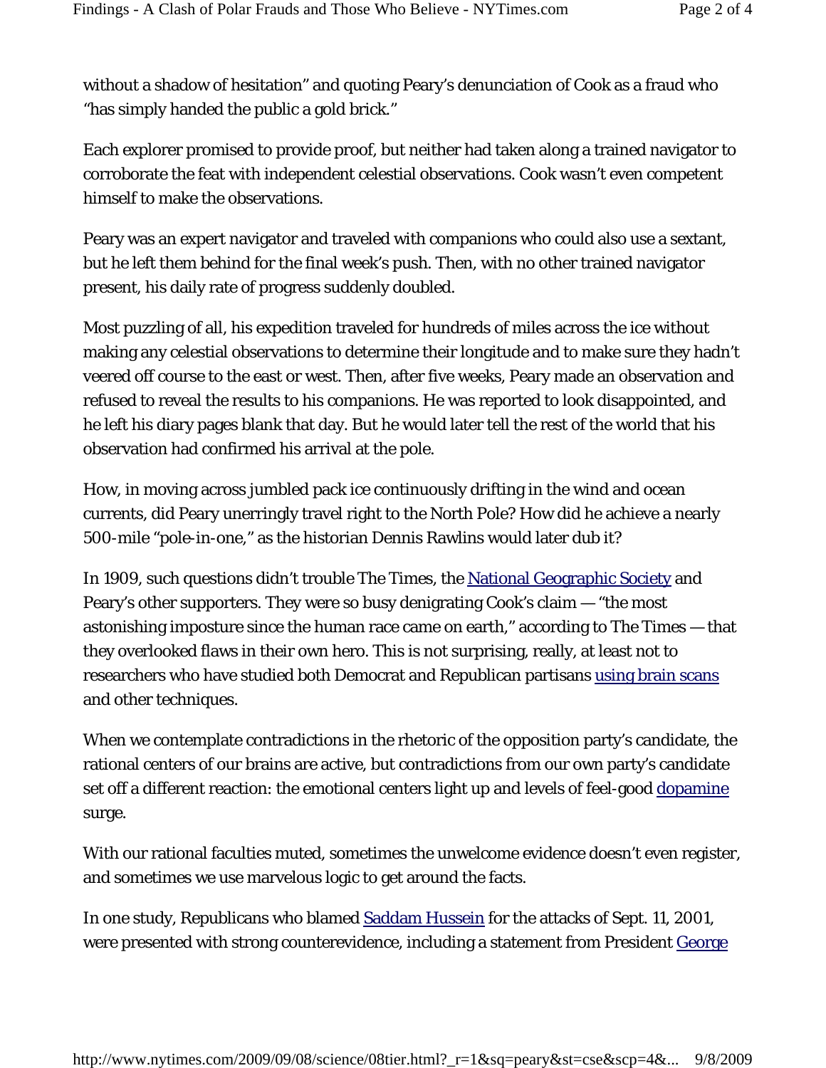without a shadow of hesitation" and quoting Peary's denunciation of Cook as a fraud who "has simply handed the public a gold brick."

Each explorer promised to provide proof, but neither had taken along a trained navigator to corroborate the feat with independent celestial observations. Cook wasn't even competent himself to make the observations.

Peary was an expert navigator and traveled with companions who could also use a sextant, but he left them behind for the final week's push. Then, with no other trained navigator present, his daily rate of progress suddenly doubled.

Most puzzling of all, his expedition traveled for hundreds of miles across the ice without making any celestial observations to determine their longitude and to make sure they hadn't veered off course to the east or west. Then, after five weeks, Peary made an observation and refused to reveal the results to his companions. He was reported to look disappointed, and he left his diary pages blank that day. But he would later tell the rest of the world that his observation had confirmed his arrival at the pole.

How, in moving across jumbled pack ice continuously drifting in the wind and ocean currents, did Peary unerringly travel right to the North Pole? How did he achieve a nearly 500-mile "pole-in-one," as the historian Dennis Rawlins would later dub it?

In 1909, such questions didn't trouble The Times, the National Geographic Society and Peary's other supporters. They were so busy denigrating Cook's claim — "the most astonishing imposture since the human race came on earth," according to The Times — that they overlooked flaws in their own hero. This is not surprising, really, at least not to researchers who have studied both Democrat and Republican partisans using brain scans and other techniques.

When we contemplate contradictions in the rhetoric of the opposition party's candidate, the rational centers of our brains are active, but contradictions from our own party's candidate set off a different reaction: the emotional centers light up and levels of feel-good dopamine surge.

With our rational faculties muted, sometimes the unwelcome evidence doesn't even register, and sometimes we use marvelous logic to get around the facts.

In one study, Republicans who blamed Saddam Hussein for the attacks of Sept. 11, 2001, were presented with strong counterevidence, including a statement from President George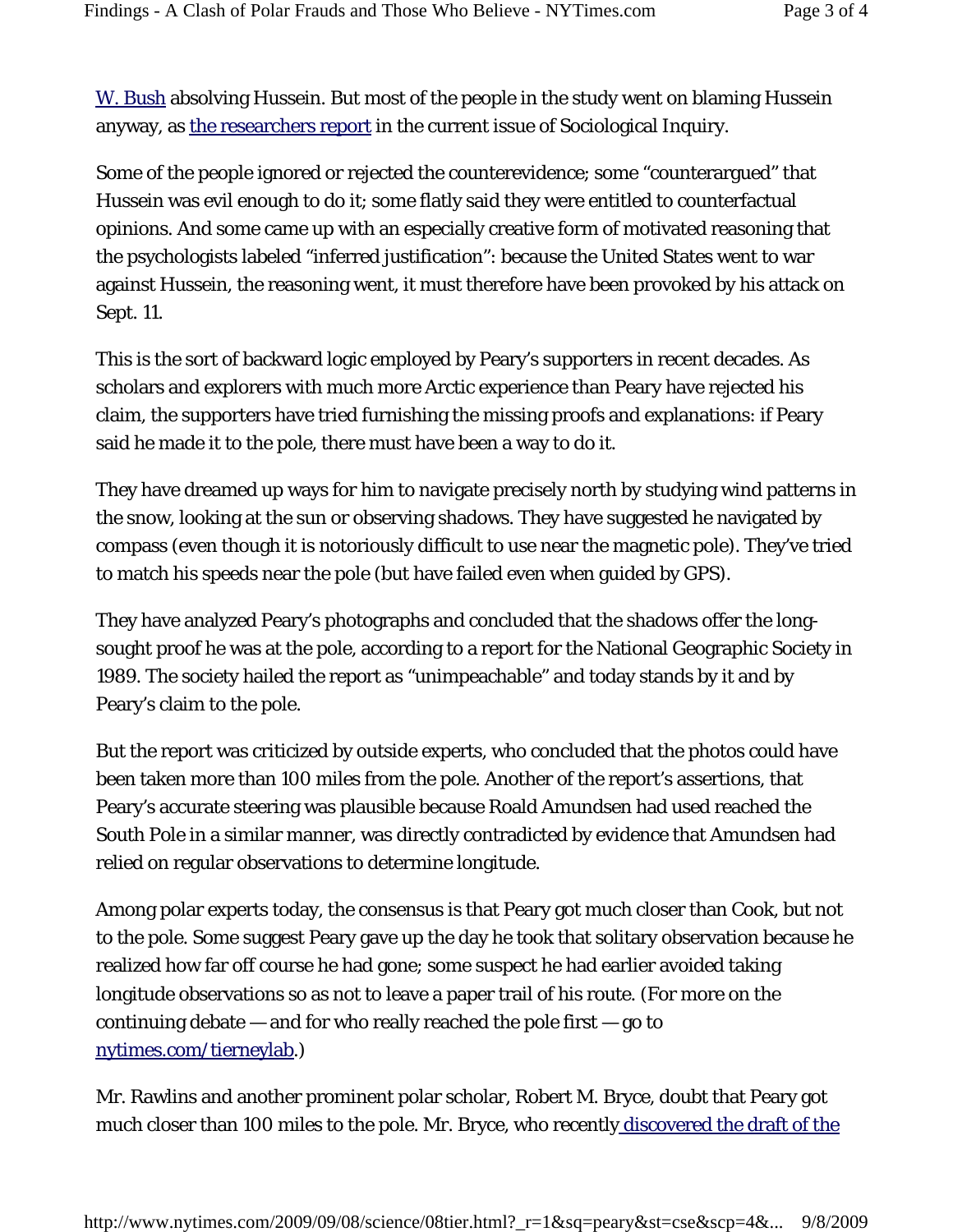[W. Bush](#) absolving Hussein. But most of the people in the study went on blaming Hussein anyway, as [the researchers report](#) in the current issue of Sociological Inquiry.

Some of the people ignored or rejected the counterevidence; some "counterargued" that Hussein was evil enough to do it; some flatly said they were entitled to counterfactual opinions. And some came up with an especially creative form of motivated reasoning that the psychologists labeled "inferred justification": because the United States went to war against Hussein, the reasoning went, it must therefore have been provoked by his attack on Sept. 11.

This is the sort of backward logic employed by Peary's supporters in recent decades. As scholars and explorers with much more Arctic experience than Peary have rejected his claim, the supporters have tried furnishing the missing proofs and explanations: if Peary said he made it to the pole, there must have been a way to do it.

They have dreamed up ways for him to navigate precisely north by studying wind patterns in the snow, looking at the sun or observing shadows. They have suggested he navigated by compass (even though it is notoriously difficult to use near the magnetic pole). They've tried to match his speeds near the pole (but have failed even when guided by GPS).

They have analyzed Peary's photographs and concluded that the shadows offer the long-sought proof he was at the pole, according to a report for the National Geographic Society in 1989. The society hailed the report as "unimpeachable" and today stands by it and by Peary's claim to the pole.

But the report was criticized by outside experts, who concluded that the photos could have been taken more than 100 miles from the pole. Another of the report's assertions, that Peary's accurate steering was plausible because Roald Amundsen had used reached the South Pole in a similar manner, was directly contradicted by evidence that Amundsen had relied on regular observations to determine longitude.

Among polar experts today, the consensus is that Peary got much closer than Cook, but not to the pole. Some suggest Peary gave up the day he took that solitary observation because he realized how far off course he had gone; some suspect he had earlier avoided taking longitude observations so as not to leave a paper trail of his route. (For more on the continuing debate — and for who really reached the pole first — go to [nytimes.com/tierneylab](#).)

Mr. Rawlins and another prominent polar scholar, Robert M. Bryce, doubt that Peary got much closer than 100 miles to the pole. Mr. Bryce, who recently [discovered the draft of the](#)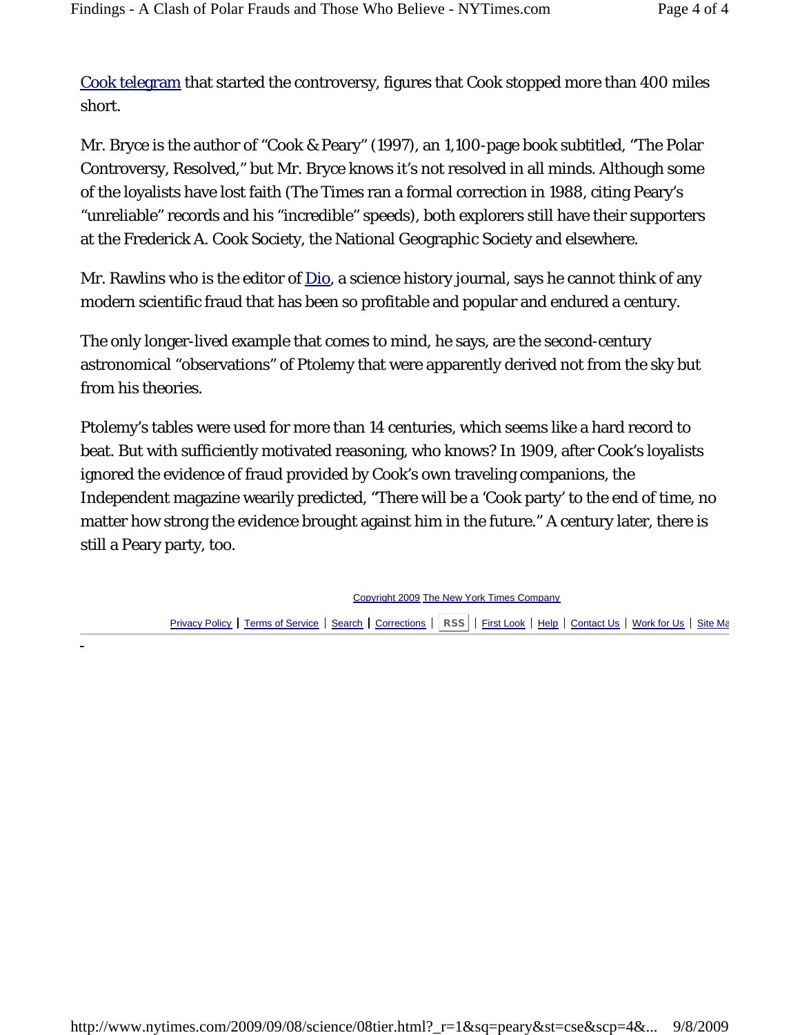Cook telegram that started the controversy, figures that Cook stopped more than 400 miles short.

Mr. Bryce is the author of "Cook & Peary" (1997), an 1,100-page book subtitled, "The Polar Controversy, Resolved," but Mr. Bryce knows it's not resolved in all minds. Although some of the loyalists have lost faith (The Times ran a formal correction in 1988, citing Peary's "unreliable" records and his "incredible" speeds), both explorers still have their supporters at the Frederick A. Cook Society, the National Geographic Society and elsewhere.

Mr. Rawlins who is the editor of Dio, a science history journal, says he cannot think of any modern scientific fraud that has been so profitable and popular and endured a century.

The only longer-lived example that comes to mind, he says, are the second-century astronomical "observations" of Ptolemy that were apparently derived not from the sky but from his theories.

Ptolemy's tables were used for more than 14 centuries, which seems like a hard record to beat. But with sufficiently motivated reasoning, who knows? In 1909, after Cook's loyalists ignored the evidence of fraud provided by Cook's own traveling companions, the Independent magazine wearily predicted, "There will be a 'Cook party' to the end of time, no matter how strong the evidence brought against him in the future." A century later, there is still a Peary party, too.

Copyright 2009 The New York Times Company

Privacy Policy | Terms of Service | Search | Corrections | RSS | First Look | Help | Contact Us | Work for Us | Site Map